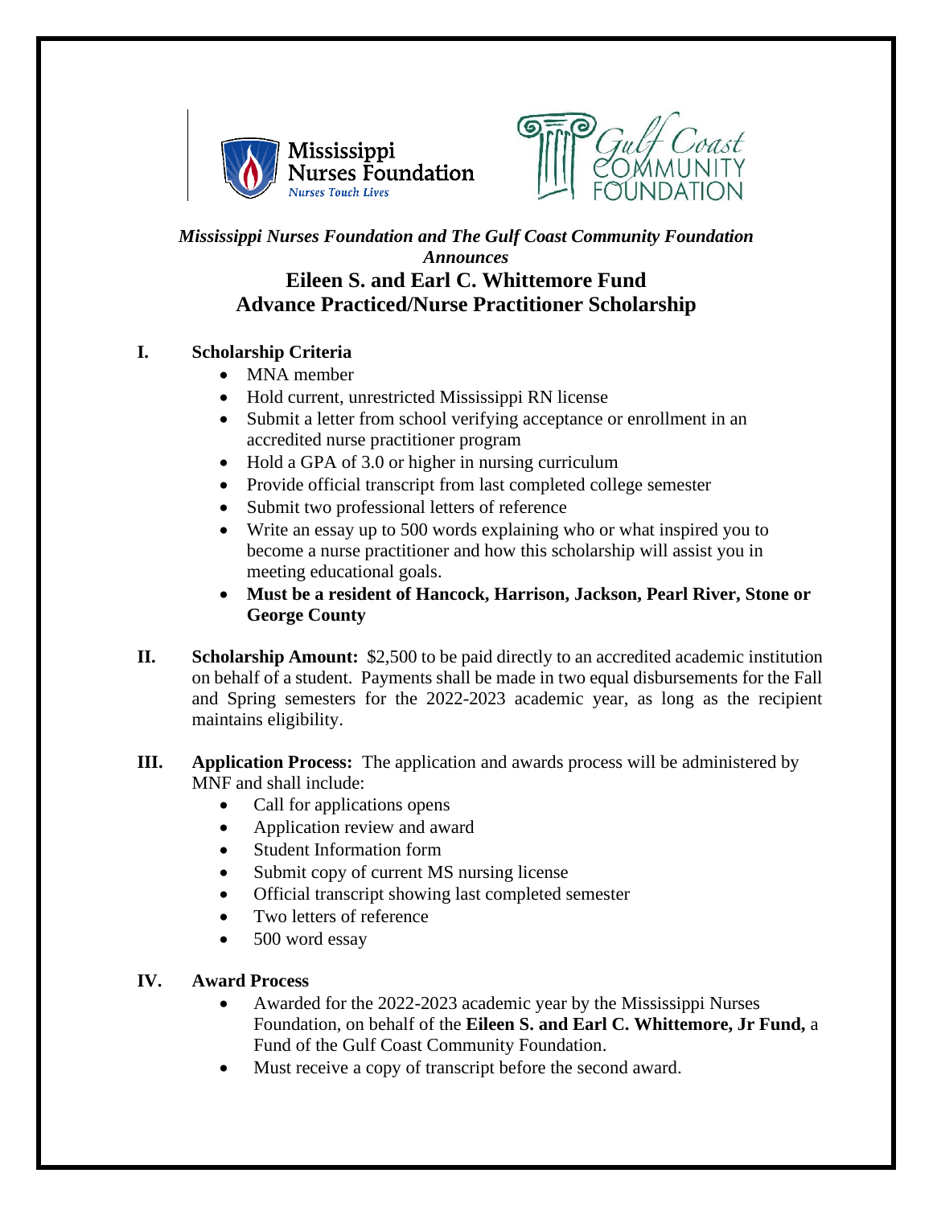*Mississippi Nurses Foundation and The Gulf Coast Community Foundation Announces*

# Eileen S. and Earl C. Whittemore Fund
# Advance Practiced/Nurse Practitioner Scholarship

## I. Scholarship Criteria

- MNA member
- Hold current, unrestricted Mississippi RN license
- Submit a letter from school verifying acceptance or enrollment in an accredited nurse practitioner program
- Hold a GPA of 3.0 or higher in nursing curriculum
- Provide official transcript from last completed college semester
- Submit two professional letters of reference
- Write an essay up to 500 words explaining who or what inspired you to become a nurse practitioner and how this scholarship will assist you in meeting educational goals.
- **Must be a resident of Hancock, Harrison, Jackson, Pearl River, Stone or George County**

## II. Scholarship Amount:

$2,500 to be paid directly to an accredited academic institution on behalf of a student. Payments shall be made in two equal disbursements for the Fall and Spring semesters for the 2022-2023 academic year, as long as the recipient maintains eligibility.

## III. Application Process:

The application and awards process will be administered by MNF and shall include:

- Call for applications opens
- Application review and award
- Student Information form
- Submit copy of current MS nursing license
- Official transcript showing last completed semester
- Two letters of reference
- 500 word essay

## IV. Award Process

- Awarded for the 2022-2023 academic year by the Mississippi Nurses Foundation, on behalf of the **Eileen S. and Earl C. Whittemore, Jr Fund,** a Fund of the Gulf Coast Community Foundation.
- Must receive a copy of transcript before the second award.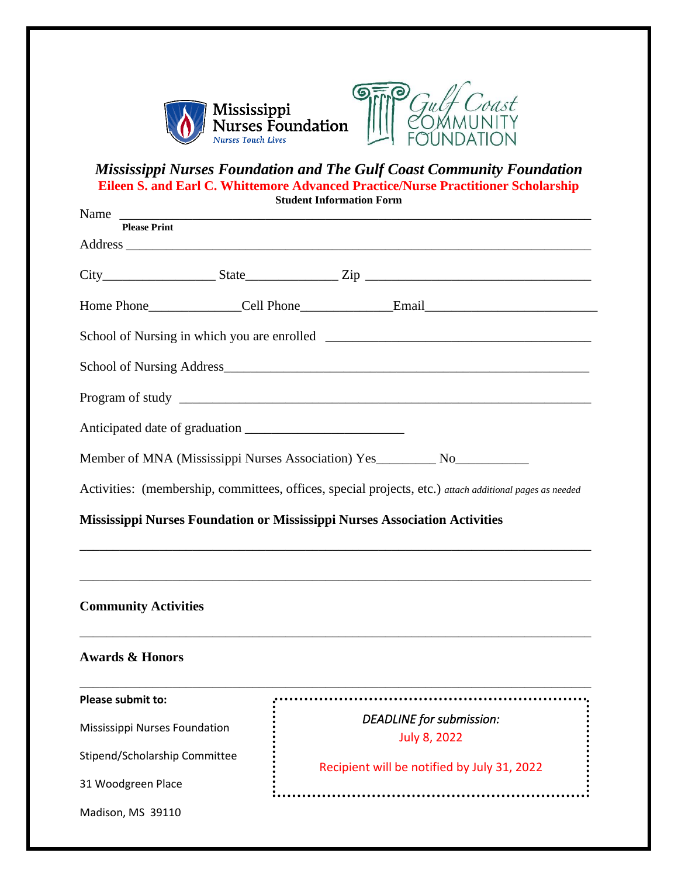Mississippi Nurses Foundation
Nurses Touch Lives

Gulf Coast COMMUNITY FOUNDATION

## *Mississippi Nurses Foundation and The Gulf Coast Community Foundation*

**Eileen S. and Earl C. Whittemore Advanced Practice/Nurse Practitioner Scholarship**

**Student Information Form**

Name ____________________________________________________________________
**Please Print**

Address __________________________________________________________________

City_________________ State______________ Zip __________________________________

Home Phone______________Cell Phone______________Email__________________________

School of Nursing in which you are enrolled _______________________________________

School of Nursing Address_____________________________________________________

Program of study ____________________________________________________________

Anticipated date of graduation ________________________

Member of MNA (Mississippi Nurses Association) Yes_________ No___________

Activities: (membership, committees, offices, special projects, etc.) *attach additional pages as needed*

**Mississippi Nurses Foundation or Mississippi Nurses Association Activities**

_________________________________________________________________________

_________________________________________________________________________

**Community Activities**

_________________________________________________________________________

**Awards & Honors**

_________________________________________________________________________

**Please submit to:**

Mississippi Nurses Foundation

Stipend/Scholarship Committee

31 Woodgreen Place

Madison, MS 39110

*DEADLINE for submission:*

July 8, 2022

Recipient will be notified by July 31, 2022